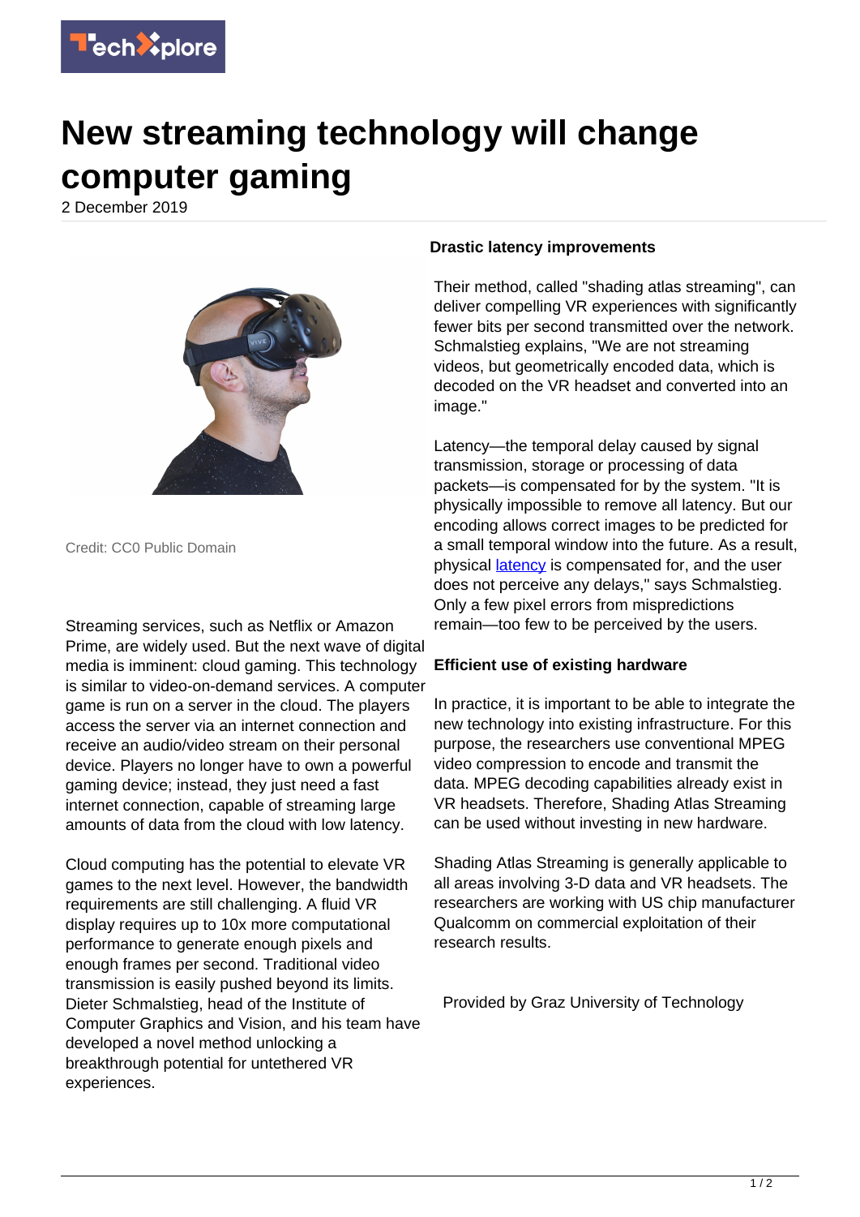# New streaming technology will change computer gaming

2 December 2019

Credit: CC0 Public Domain

Streaming services, such as Netflix or Amazon Prime, are widely used. But the next wave of digital media is imminent: cloud gaming. This technology is similar to video-on-demand services. A computer game is run on a server in the cloud. The players access the server via an internet connection and receive an audio/video stream on their personal device. Players no longer have to own a powerful gaming device; instead, they just need a fast internet connection, capable of streaming large amounts of data from the cloud with low latency.

Cloud computing has the potential to elevate VR games to the next level. However, the bandwidth requirements are still challenging. A fluid VR display requires up to 10x more computational performance to generate enough pixels and enough frames per second. Traditional video transmission is easily pushed beyond its limits. Dieter Schmalstieg, head of the Institute of Computer Graphics and Vision, and his team have developed a novel method unlocking a breakthrough potential for untethered VR experiences.

**Drastic latency improvements**

Their method, called "shading atlas streaming", can deliver compelling VR experiences with significantly fewer bits per second transmitted over the network. Schmalstieg explains, "We are not streaming videos, but geometrically encoded data, which is decoded on the VR headset and converted into an image."

Latency—the temporal delay caused by signal transmission, storage or processing of data packets—is compensated for by the system. "It is physically impossible to remove all latency. But our encoding allows correct images to be predicted for a small temporal window into the future. As a result, physical latency is compensated for, and the user does not perceive any delays," says Schmalstieg. Only a few pixel errors from mispredictions remain—too few to be perceived by the users.

**Efficient use of existing hardware**

In practice, it is important to be able to integrate the new technology into existing infrastructure. For this purpose, the researchers use conventional MPEG video compression to encode and transmit the data. MPEG decoding capabilities already exist in VR headsets. Therefore, Shading Atlas Streaming can be used without investing in new hardware.

Shading Atlas Streaming is generally applicable to all areas involving 3-D data and VR headsets. The researchers are working with US chip manufacturer Qualcomm on commercial exploitation of their research results.

Provided by Graz University of Technology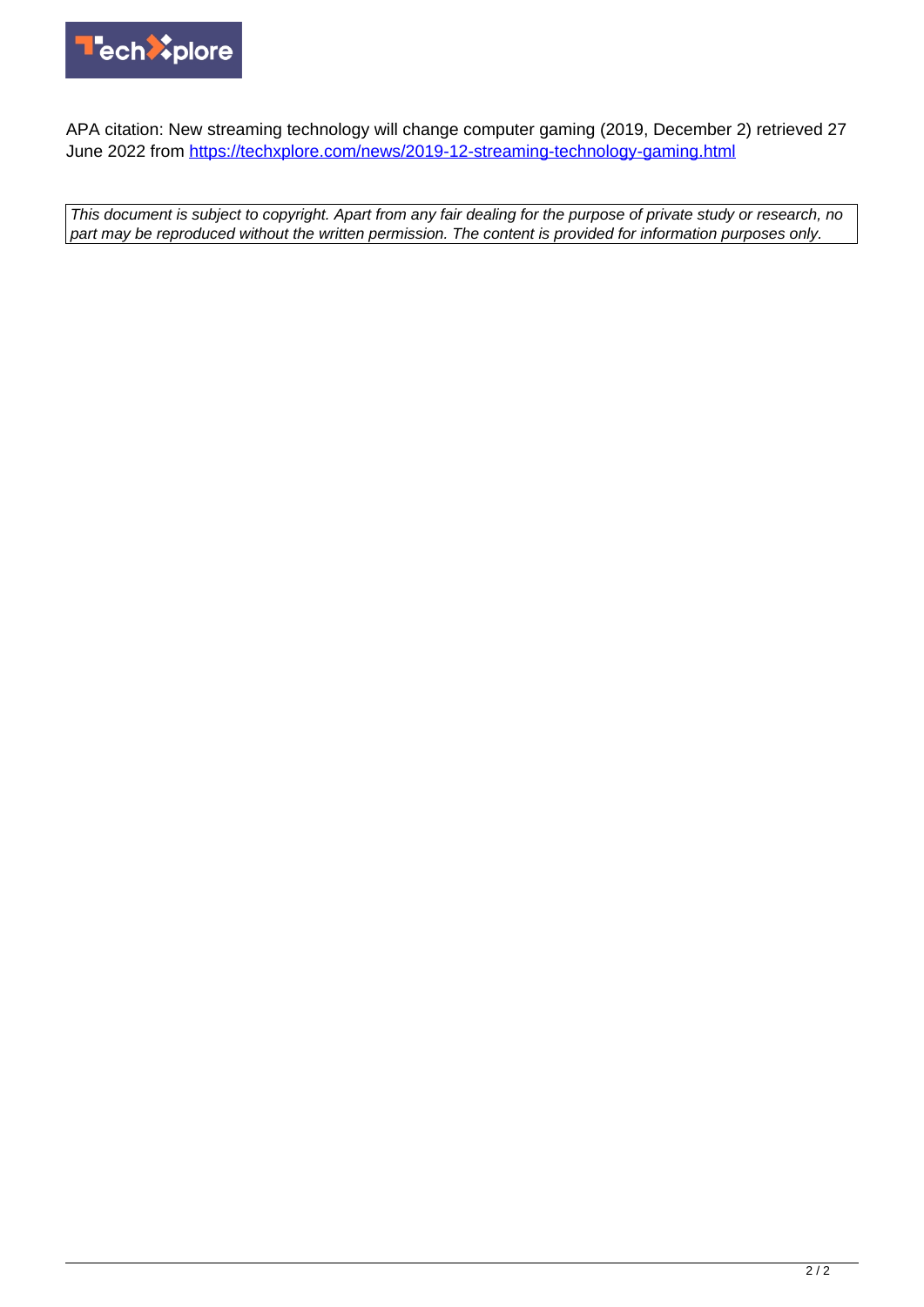APA citation: New streaming technology will change computer gaming (2019, December 2) retrieved 27 June 2022 from https://techxplore.com/news/2019-12-streaming-technology-gaming.html

*This document is subject to copyright. Apart from any fair dealing for the purpose of private study or research, no part may be reproduced without the written permission. The content is provided for information purposes only.*